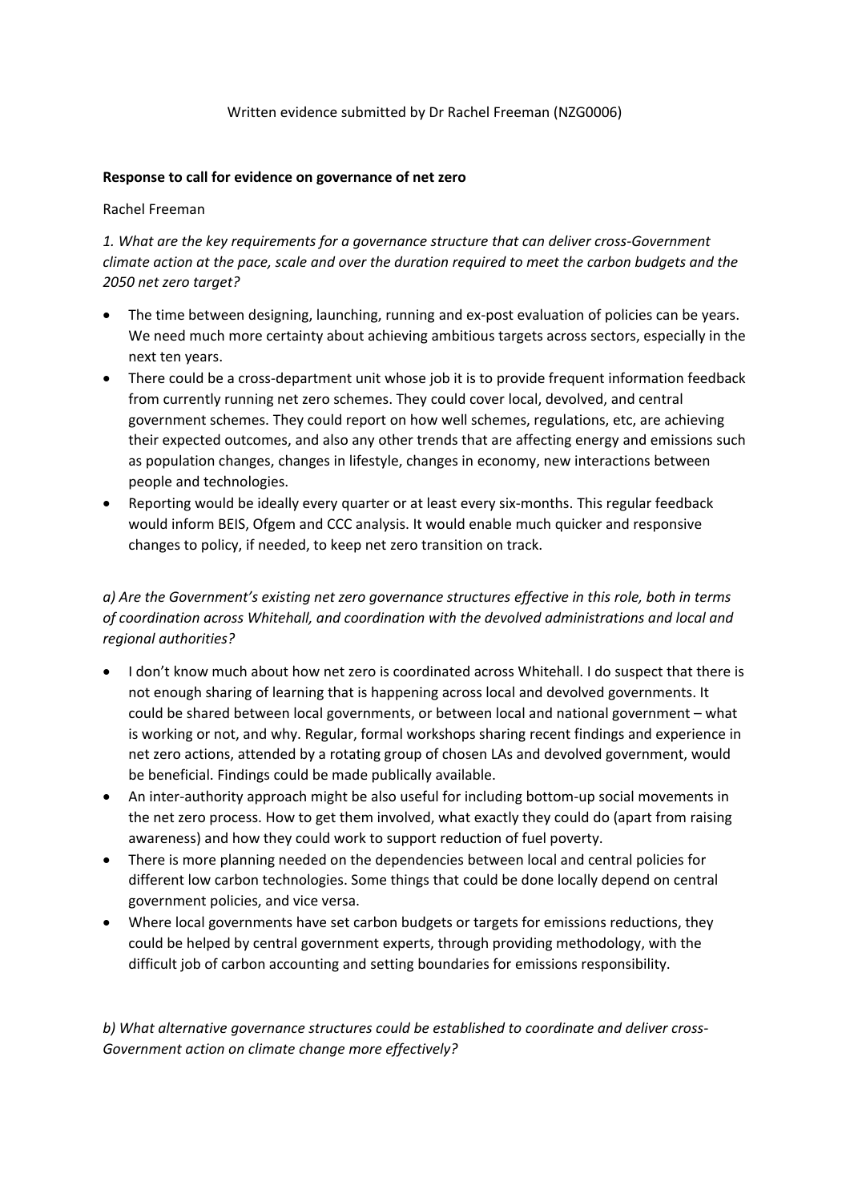Written evidence submitted by Dr Rachel Freeman (NZG0006)

**Response to call for evidence on governance of net zero**

Rachel Freeman

*1. What are the key requirements for a governance structure that can deliver cross-Government climate action at the pace, scale and over the duration required to meet the carbon budgets and the 2050 net zero target?*

- The time between designing, launching, running and ex-post evaluation of policies can be years. We need much more certainty about achieving ambitious targets across sectors, especially in the next ten years.
- There could be a cross-department unit whose job it is to provide frequent information feedback from currently running net zero schemes. They could cover local, devolved, and central government schemes. They could report on how well schemes, regulations, etc, are achieving their expected outcomes, and also any other trends that are affecting energy and emissions such as population changes, changes in lifestyle, changes in economy, new interactions between people and technologies.
- Reporting would be ideally every quarter or at least every six-months. This regular feedback would inform BEIS, Ofgem and CCC analysis. It would enable much quicker and responsive changes to policy, if needed, to keep net zero transition on track.

*a) Are the Government's existing net zero governance structures effective in this role, both in terms of coordination across Whitehall, and coordination with the devolved administrations and local and regional authorities?*

- I don't know much about how net zero is coordinated across Whitehall. I do suspect that there is not enough sharing of learning that is happening across local and devolved governments. It could be shared between local governments, or between local and national government – what is working or not, and why. Regular, formal workshops sharing recent findings and experience in net zero actions, attended by a rotating group of chosen LAs and devolved government, would be beneficial. Findings could be made publically available.
- An inter-authority approach might be also useful for including bottom-up social movements in the net zero process. How to get them involved, what exactly they could do (apart from raising awareness) and how they could work to support reduction of fuel poverty.
- There is more planning needed on the dependencies between local and central policies for different low carbon technologies. Some things that could be done locally depend on central government policies, and vice versa.
- Where local governments have set carbon budgets or targets for emissions reductions, they could be helped by central government experts, through providing methodology, with the difficult job of carbon accounting and setting boundaries for emissions responsibility.

*b) What alternative governance structures could be established to coordinate and deliver cross-Government action on climate change more effectively?*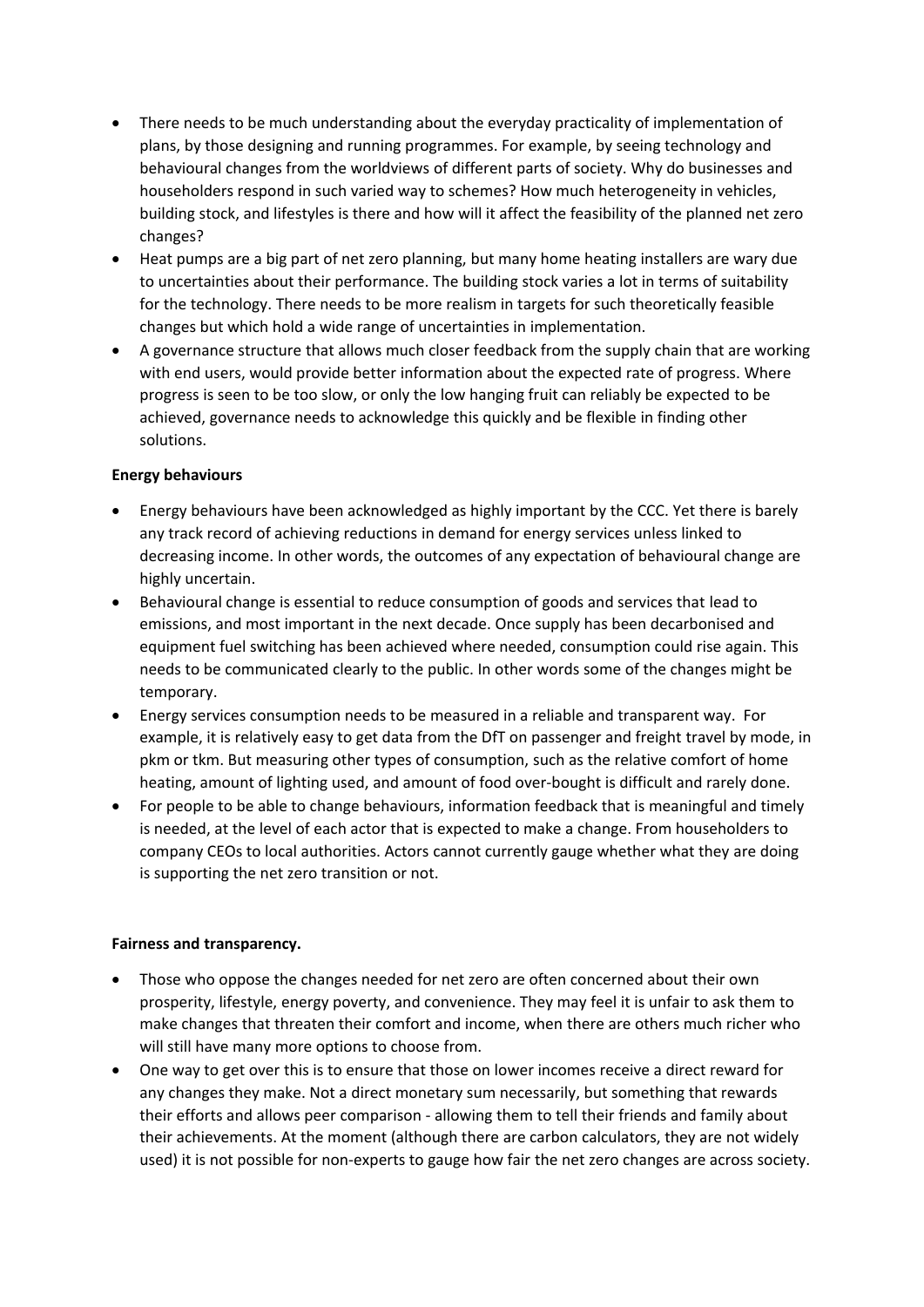- There needs to be much understanding about the everyday practicality of implementation of plans, by those designing and running programmes. For example, by seeing technology and behavioural changes from the worldviews of different parts of society. Why do businesses and householders respond in such varied way to schemes? How much heterogeneity in vehicles, building stock, and lifestyles is there and how will it affect the feasibility of the planned net zero changes?
- Heat pumps are a big part of net zero planning, but many home heating installers are wary due to uncertainties about their performance. The building stock varies a lot in terms of suitability for the technology. There needs to be more realism in targets for such theoretically feasible changes but which hold a wide range of uncertainties in implementation.
- A governance structure that allows much closer feedback from the supply chain that are working with end users, would provide better information about the expected rate of progress. Where progress is seen to be too slow, or only the low hanging fruit can reliably be expected to be achieved, governance needs to acknowledge this quickly and be flexible in finding other solutions.

**Energy behaviours**

- Energy behaviours have been acknowledged as highly important by the CCC. Yet there is barely any track record of achieving reductions in demand for energy services unless linked to decreasing income. In other words, the outcomes of any expectation of behavioural change are highly uncertain.
- Behavioural change is essential to reduce consumption of goods and services that lead to emissions, and most important in the next decade. Once supply has been decarbonised and equipment fuel switching has been achieved where needed, consumption could rise again. This needs to be communicated clearly to the public. In other words some of the changes might be temporary.
- Energy services consumption needs to be measured in a reliable and transparent way. For example, it is relatively easy to get data from the DfT on passenger and freight travel by mode, in pkm or tkm. But measuring other types of consumption, such as the relative comfort of home heating, amount of lighting used, and amount of food over-bought is difficult and rarely done.
- For people to be able to change behaviours, information feedback that is meaningful and timely is needed, at the level of each actor that is expected to make a change. From householders to company CEOs to local authorities. Actors cannot currently gauge whether what they are doing is supporting the net zero transition or not.

**Fairness and transparency.**

- Those who oppose the changes needed for net zero are often concerned about their own prosperity, lifestyle, energy poverty, and convenience. They may feel it is unfair to ask them to make changes that threaten their comfort and income, when there are others much richer who will still have many more options to choose from.
- One way to get over this is to ensure that those on lower incomes receive a direct reward for any changes they make. Not a direct monetary sum necessarily, but something that rewards their efforts and allows peer comparison - allowing them to tell their friends and family about their achievements. At the moment (although there are carbon calculators, they are not widely used) it is not possible for non-experts to gauge how fair the net zero changes are across society.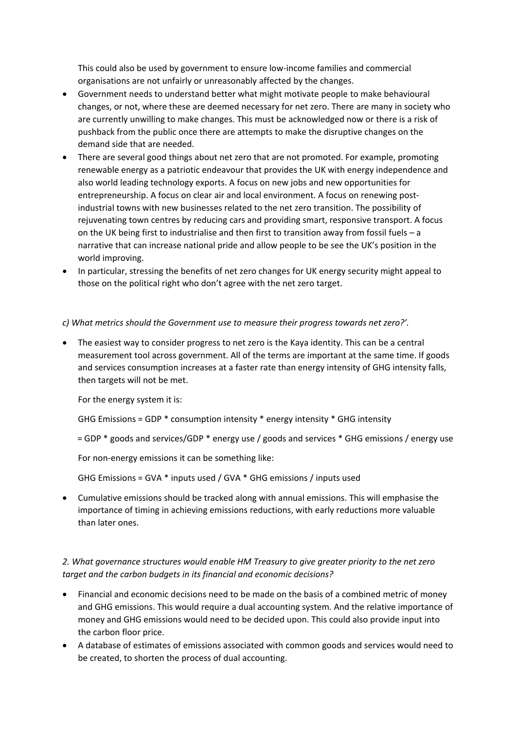This could also be used by government to ensure low-income families and commercial organisations are not unfairly or unreasonably affected by the changes.

- Government needs to understand better what might motivate people to make behavioural changes, or not, where these are deemed necessary for net zero. There are many in society who are currently unwilling to make changes. This must be acknowledged now or there is a risk of pushback from the public once there are attempts to make the disruptive changes on the demand side that are needed.
- There are several good things about net zero that are not promoted. For example, promoting renewable energy as a patriotic endeavour that provides the UK with energy independence and also world leading technology exports. A focus on new jobs and new opportunities for entrepreneurship. A focus on clear air and local environment. A focus on renewing post-industrial towns with new businesses related to the net zero transition. The possibility of rejuvenating town centres by reducing cars and providing smart, responsive transport. A focus on the UK being first to industrialise and then first to transition away from fossil fuels – a narrative that can increase national pride and allow people to be see the UK's position in the world improving.
- In particular, stressing the benefits of net zero changes for UK energy security might appeal to those on the political right who don't agree with the net zero target.

*c) What metrics should the Government use to measure their progress towards net zero?'.*

- The easiest way to consider progress to net zero is the Kaya identity. This can be a central measurement tool across government. All of the terms are important at the same time. If goods and services consumption increases at a faster rate than energy intensity of GHG intensity falls, then targets will not be met.

  For the energy system it is:

  GHG Emissions = GDP * consumption intensity * energy intensity * GHG intensity

  = GDP * goods and services/GDP * energy use / goods and services * GHG emissions / energy use

  For non-energy emissions it can be something like:

  GHG Emissions = GVA * inputs used / GVA * GHG emissions / inputs used

- Cumulative emissions should be tracked along with annual emissions. This will emphasise the importance of timing in achieving emissions reductions, with early reductions more valuable than later ones.

*2. What governance structures would enable HM Treasury to give greater priority to the net zero target and the carbon budgets in its financial and economic decisions?*

- Financial and economic decisions need to be made on the basis of a combined metric of money and GHG emissions. This would require a dual accounting system. And the relative importance of money and GHG emissions would need to be decided upon. This could also provide input into the carbon floor price.
- A database of estimates of emissions associated with common goods and services would need to be created, to shorten the process of dual accounting.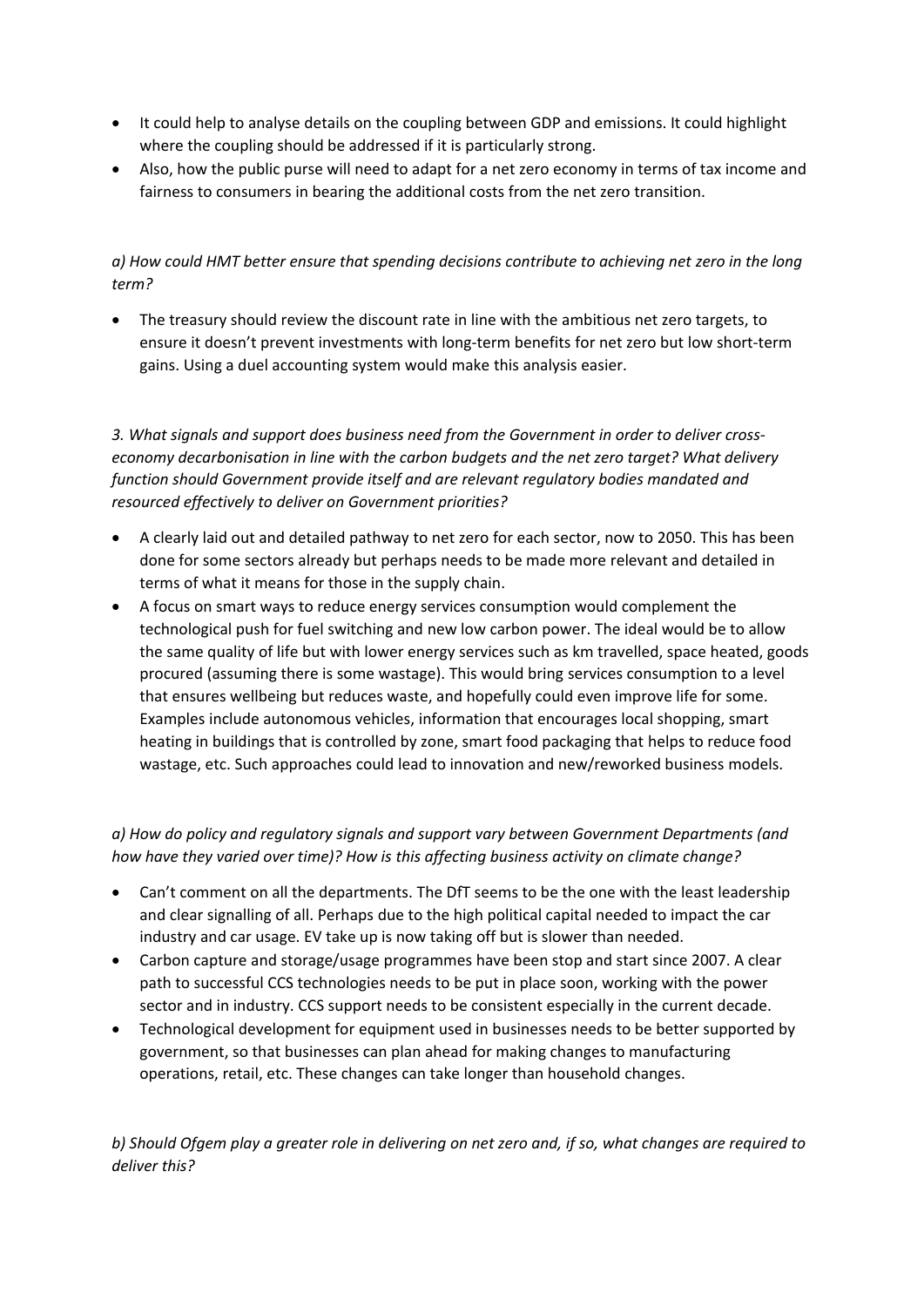- It could help to analyse details on the coupling between GDP and emissions. It could highlight where the coupling should be addressed if it is particularly strong.
- Also, how the public purse will need to adapt for a net zero economy in terms of tax income and fairness to consumers in bearing the additional costs from the net zero transition.

*a) How could HMT better ensure that spending decisions contribute to achieving net zero in the long term?*

- The treasury should review the discount rate in line with the ambitious net zero targets, to ensure it doesn't prevent investments with long-term benefits for net zero but low short-term gains. Using a duel accounting system would make this analysis easier.

*3. What signals and support does business need from the Government in order to deliver cross-economy decarbonisation in line with the carbon budgets and the net zero target? What delivery function should Government provide itself and are relevant regulatory bodies mandated and resourced effectively to deliver on Government priorities?*

- A clearly laid out and detailed pathway to net zero for each sector, now to 2050. This has been done for some sectors already but perhaps needs to be made more relevant and detailed in terms of what it means for those in the supply chain.
- A focus on smart ways to reduce energy services consumption would complement the technological push for fuel switching and new low carbon power. The ideal would be to allow the same quality of life but with lower energy services such as km travelled, space heated, goods procured (assuming there is some wastage). This would bring services consumption to a level that ensures wellbeing but reduces waste, and hopefully could even improve life for some. Examples include autonomous vehicles, information that encourages local shopping, smart heating in buildings that is controlled by zone, smart food packaging that helps to reduce food wastage, etc. Such approaches could lead to innovation and new/reworked business models.

*a) How do policy and regulatory signals and support vary between Government Departments (and how have they varied over time)? How is this affecting business activity on climate change?*

- Can't comment on all the departments. The DfT seems to be the one with the least leadership and clear signalling of all. Perhaps due to the high political capital needed to impact the car industry and car usage. EV take up is now taking off but is slower than needed.
- Carbon capture and storage/usage programmes have been stop and start since 2007. A clear path to successful CCS technologies needs to be put in place soon, working with the power sector and in industry. CCS support needs to be consistent especially in the current decade.
- Technological development for equipment used in businesses needs to be better supported by government, so that businesses can plan ahead for making changes to manufacturing operations, retail, etc. These changes can take longer than household changes.

*b) Should Ofgem play a greater role in delivering on net zero and, if so, what changes are required to deliver this?*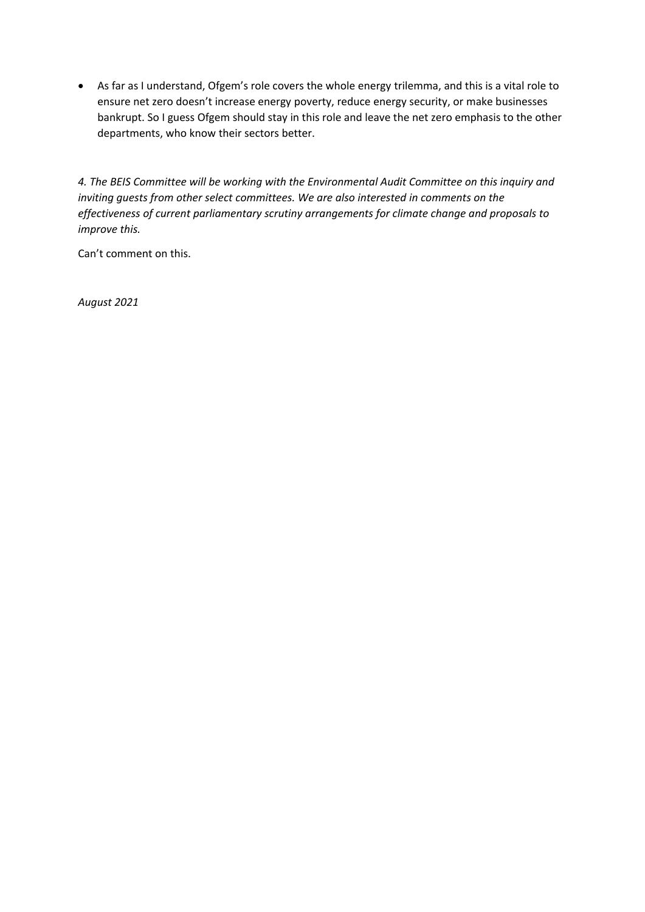- As far as I understand, Ofgem's role covers the whole energy trilemma, and this is a vital role to ensure net zero doesn't increase energy poverty, reduce energy security, or make businesses bankrupt. So I guess Ofgem should stay in this role and leave the net zero emphasis to the other departments, who know their sectors better.

*4. The BEIS Committee will be working with the Environmental Audit Committee on this inquiry and inviting guests from other select committees. We are also interested in comments on the effectiveness of current parliamentary scrutiny arrangements for climate change and proposals to improve this.*

Can't comment on this.

*August 2021*